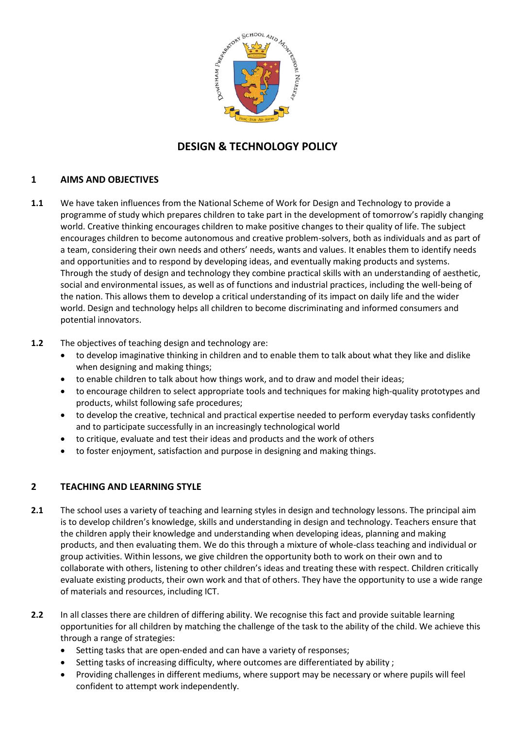# DESIGN & TECHNOLOGY POLICY

## 1 AIMS AND OBJECTIVES

**1.1** We have taken influences from the National Scheme of Work for Design and Technology to provide a programme of study which prepares children to take part in the development of tomorrow's rapidly changing world. Creative thinking encourages children to make positive changes to their quality of life. The subject encourages children to become autonomous and creative problem-solvers, both as individuals and as part of a team, considering their own needs and others' needs, wants and values. It enables them to identify needs and opportunities and to respond by developing ideas, and eventually making products and systems. Through the study of design and technology they combine practical skills with an understanding of aesthetic, social and environmental issues, as well as of functions and industrial practices, including the well-being of the nation. This allows them to develop a critical understanding of its impact on daily life and the wider world. Design and technology helps all children to become discriminating and informed consumers and potential innovators.

**1.2** The objectives of teaching design and technology are:

- to develop imaginative thinking in children and to enable them to talk about what they like and dislike when designing and making things;
- to enable children to talk about how things work, and to draw and model their ideas;
- to encourage children to select appropriate tools and techniques for making high-quality prototypes and products, whilst following safe procedures;
- to develop the creative, technical and practical expertise needed to perform everyday tasks confidently and to participate successfully in an increasingly technological world
- to critique, evaluate and test their ideas and products and the work of others
- to foster enjoyment, satisfaction and purpose in designing and making things.

## 2 TEACHING AND LEARNING STYLE

**2.1** The school uses a variety of teaching and learning styles in design and technology lessons. The principal aim is to develop children's knowledge, skills and understanding in design and technology. Teachers ensure that the children apply their knowledge and understanding when developing ideas, planning and making products, and then evaluating them. We do this through a mixture of whole-class teaching and individual or group activities. Within lessons, we give children the opportunity both to work on their own and to collaborate with others, listening to other children's ideas and treating these with respect. Children critically evaluate existing products, their own work and that of others. They have the opportunity to use a wide range of materials and resources, including ICT.

**2.2** In all classes there are children of differing ability. We recognise this fact and provide suitable learning opportunities for all children by matching the challenge of the task to the ability of the child. We achieve this through a range of strategies:

- Setting tasks that are open-ended and can have a variety of responses;
- Setting tasks of increasing difficulty, where outcomes are differentiated by ability ;
- Providing challenges in different mediums, where support may be necessary or where pupils will feel confident to attempt work independently.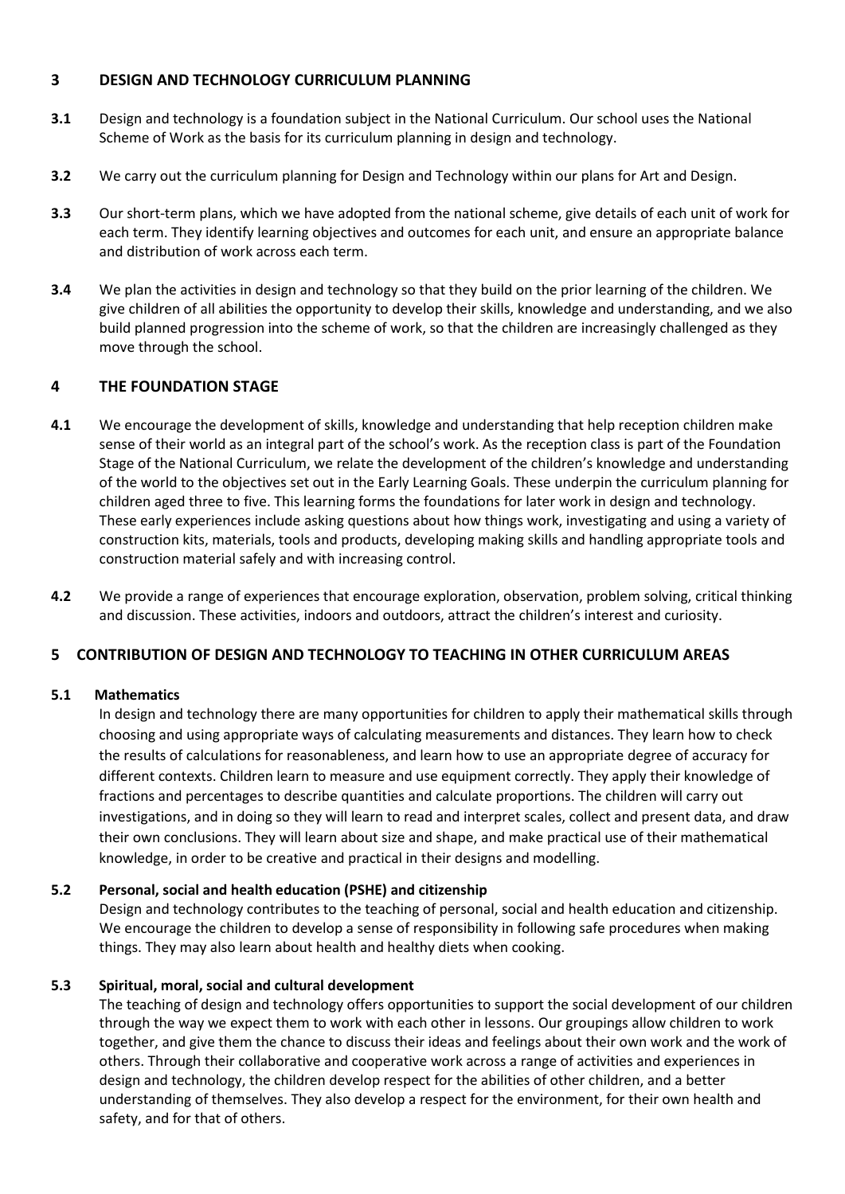## 3 DESIGN AND TECHNOLOGY CURRICULUM PLANNING

**3.1** Design and technology is a foundation subject in the National Curriculum. Our school uses the National Scheme of Work as the basis for its curriculum planning in design and technology.

**3.2** We carry out the curriculum planning for Design and Technology within our plans for Art and Design.

**3.3** Our short-term plans, which we have adopted from the national scheme, give details of each unit of work for each term. They identify learning objectives and outcomes for each unit, and ensure an appropriate balance and distribution of work across each term.

**3.4** We plan the activities in design and technology so that they build on the prior learning of the children. We give children of all abilities the opportunity to develop their skills, knowledge and understanding, and we also build planned progression into the scheme of work, so that the children are increasingly challenged as they move through the school.

## 4 THE FOUNDATION STAGE

**4.1** We encourage the development of skills, knowledge and understanding that help reception children make sense of their world as an integral part of the school's work. As the reception class is part of the Foundation Stage of the National Curriculum, we relate the development of the children's knowledge and understanding of the world to the objectives set out in the Early Learning Goals. These underpin the curriculum planning for children aged three to five. This learning forms the foundations for later work in design and technology. These early experiences include asking questions about how things work, investigating and using a variety of construction kits, materials, tools and products, developing making skills and handling appropriate tools and construction material safely and with increasing control.

**4.2** We provide a range of experiences that encourage exploration, observation, problem solving, critical thinking and discussion. These activities, indoors and outdoors, attract the children's interest and curiosity.

## 5 CONTRIBUTION OF DESIGN AND TECHNOLOGY TO TEACHING IN OTHER CURRICULUM AREAS

### 5.1 Mathematics

In design and technology there are many opportunities for children to apply their mathematical skills through choosing and using appropriate ways of calculating measurements and distances. They learn how to check the results of calculations for reasonableness, and learn how to use an appropriate degree of accuracy for different contexts. Children learn to measure and use equipment correctly. They apply their knowledge of fractions and percentages to describe quantities and calculate proportions. The children will carry out investigations, and in doing so they will learn to read and interpret scales, collect and present data, and draw their own conclusions. They will learn about size and shape, and make practical use of their mathematical knowledge, in order to be creative and practical in their designs and modelling.

### 5.2 Personal, social and health education (PSHE) and citizenship

Design and technology contributes to the teaching of personal, social and health education and citizenship. We encourage the children to develop a sense of responsibility in following safe procedures when making things. They may also learn about health and healthy diets when cooking.

### 5.3 Spiritual, moral, social and cultural development

The teaching of design and technology offers opportunities to support the social development of our children through the way we expect them to work with each other in lessons. Our groupings allow children to work together, and give them the chance to discuss their ideas and feelings about their own work and the work of others. Through their collaborative and cooperative work across a range of activities and experiences in design and technology, the children develop respect for the abilities of other children, and a better understanding of themselves. They also develop a respect for the environment, for their own health and safety, and for that of others.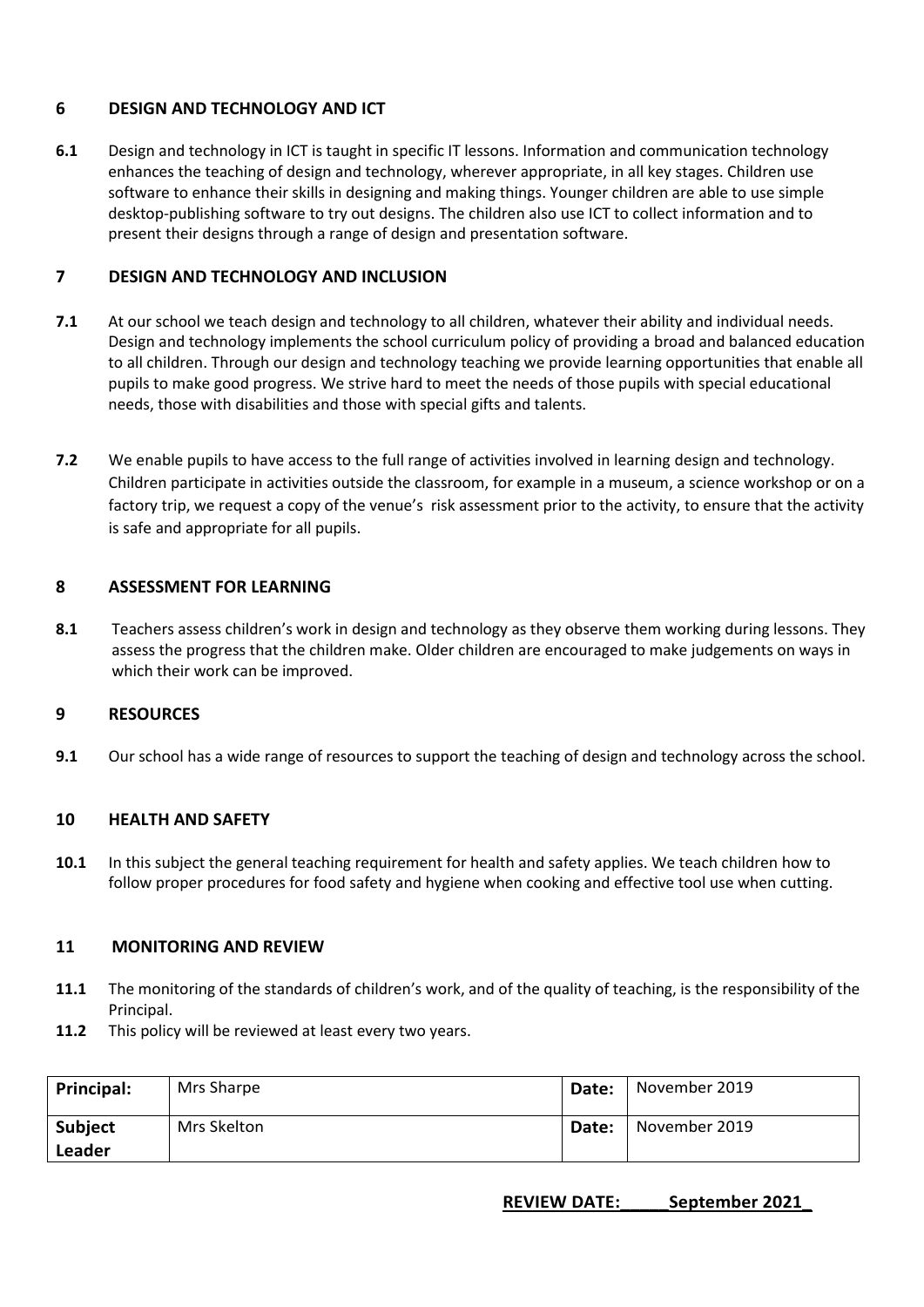## 6 DESIGN AND TECHNOLOGY AND ICT

**6.1** Design and technology in ICT is taught in specific IT lessons. Information and communication technology enhances the teaching of design and technology, wherever appropriate, in all key stages. Children use software to enhance their skills in designing and making things. Younger children are able to use simple desktop-publishing software to try out designs. The children also use ICT to collect information and to present their designs through a range of design and presentation software.

## 7 DESIGN AND TECHNOLOGY AND INCLUSION

**7.1** At our school we teach design and technology to all children, whatever their ability and individual needs. Design and technology implements the school curriculum policy of providing a broad and balanced education to all children. Through our design and technology teaching we provide learning opportunities that enable all pupils to make good progress. We strive hard to meet the needs of those pupils with special educational needs, those with disabilities and those with special gifts and talents.

**7.2** We enable pupils to have access to the full range of activities involved in learning design and technology. Children participate in activities outside the classroom, for example in a museum, a science workshop or on a factory trip, we request a copy of the venue's risk assessment prior to the activity, to ensure that the activity is safe and appropriate for all pupils.

## 8 ASSESSMENT FOR LEARNING

**8.1** Teachers assess children's work in design and technology as they observe them working during lessons. They assess the progress that the children make. Older children are encouraged to make judgements on ways in which their work can be improved.

## 9 RESOURCES

**9.1** Our school has a wide range of resources to support the teaching of design and technology across the school.

## 10 HEALTH AND SAFETY

**10.1** In this subject the general teaching requirement for health and safety applies. We teach children how to follow proper procedures for food safety and hygiene when cooking and effective tool use when cutting.

## 11 MONITORING AND REVIEW

**11.1** The monitoring of the standards of children's work, and of the quality of teaching, is the responsibility of the Principal.

**11.2** This policy will be reviewed at least every two years.

| | | | |
|---|---|---|---|
| **Principal:** | Mrs Sharpe | **Date:** | November 2019 |
| **Subject Leader** | Mrs Skelton | **Date:** | November 2019 |

**REVIEW DATE:_____September 2021_**